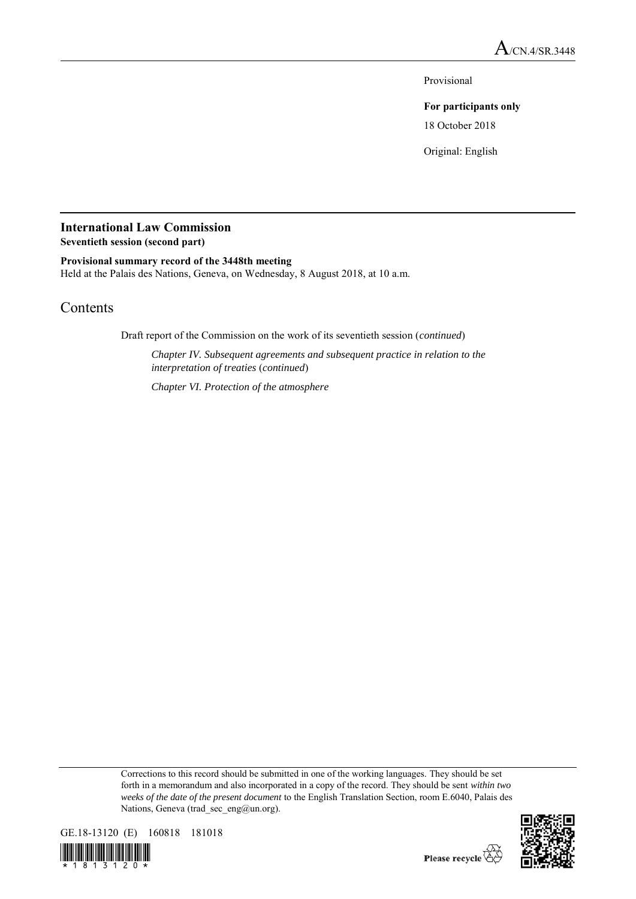A/CN.4/SR.3448

Provisional

**For participants only**

18 October 2018

Original: English

## International Law Commission

**Seventieth session (second part)**

**Provisional summary record of the 3448th meeting**

Held at the Palais des Nations, Geneva, on Wednesday, 8 August 2018, at 10 a.m.

# Contents

Draft report of the Commission on the work of its seventieth session (*continued*)

*Chapter IV. Subsequent agreements and subsequent practice in relation to the interpretation of treaties* (*continued*)

*Chapter VI. Protection of the atmosphere*

Corrections to this record should be submitted in one of the working languages. They should be set forth in a memorandum and also incorporated in a copy of the record. They should be sent *within two weeks of the date of the present document* to the English Translation Section, room E.6040, Palais des Nations, Geneva (trad_sec_eng@un.org).

GE.18-13120 (E) 160818 181018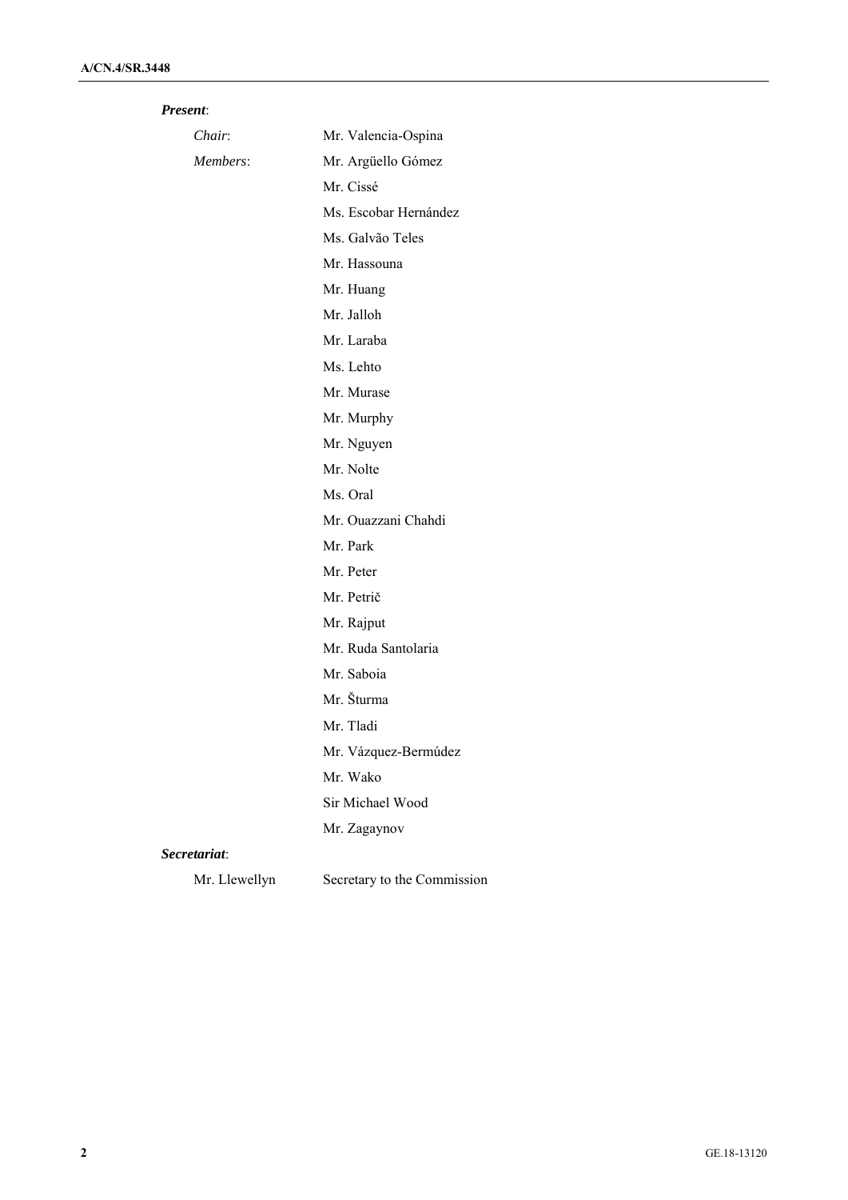***Present***:

| | |
|---|---|
| *Chair*: | Mr. Valencia-Ospina |
| *Members*: | Mr. Argüello Gómez |
| | Mr. Cissé |
| | Ms. Escobar Hernández |
| | Ms. Galvão Teles |
| | Mr. Hassouna |
| | Mr. Huang |
| | Mr. Jalloh |
| | Mr. Laraba |
| | Ms. Lehto |
| | Mr. Murase |
| | Mr. Murphy |
| | Mr. Nguyen |
| | Mr. Nolte |
| | Ms. Oral |
| | Mr. Ouazzani Chahdi |
| | Mr. Park |
| | Mr. Peter |
| | Mr. Petrič |
| | Mr. Rajput |
| | Mr. Ruda Santolaria |
| | Mr. Saboia |
| | Mr. Šturma |
| | Mr. Tladi |
| | Mr. Vázquez-Bermúdez |
| | Mr. Wako |
| | Sir Michael Wood |
| | Mr. Zagaynov |

***Secretariat***:

| | |
|---|---|
| Mr. Llewellyn | Secretary to the Commission |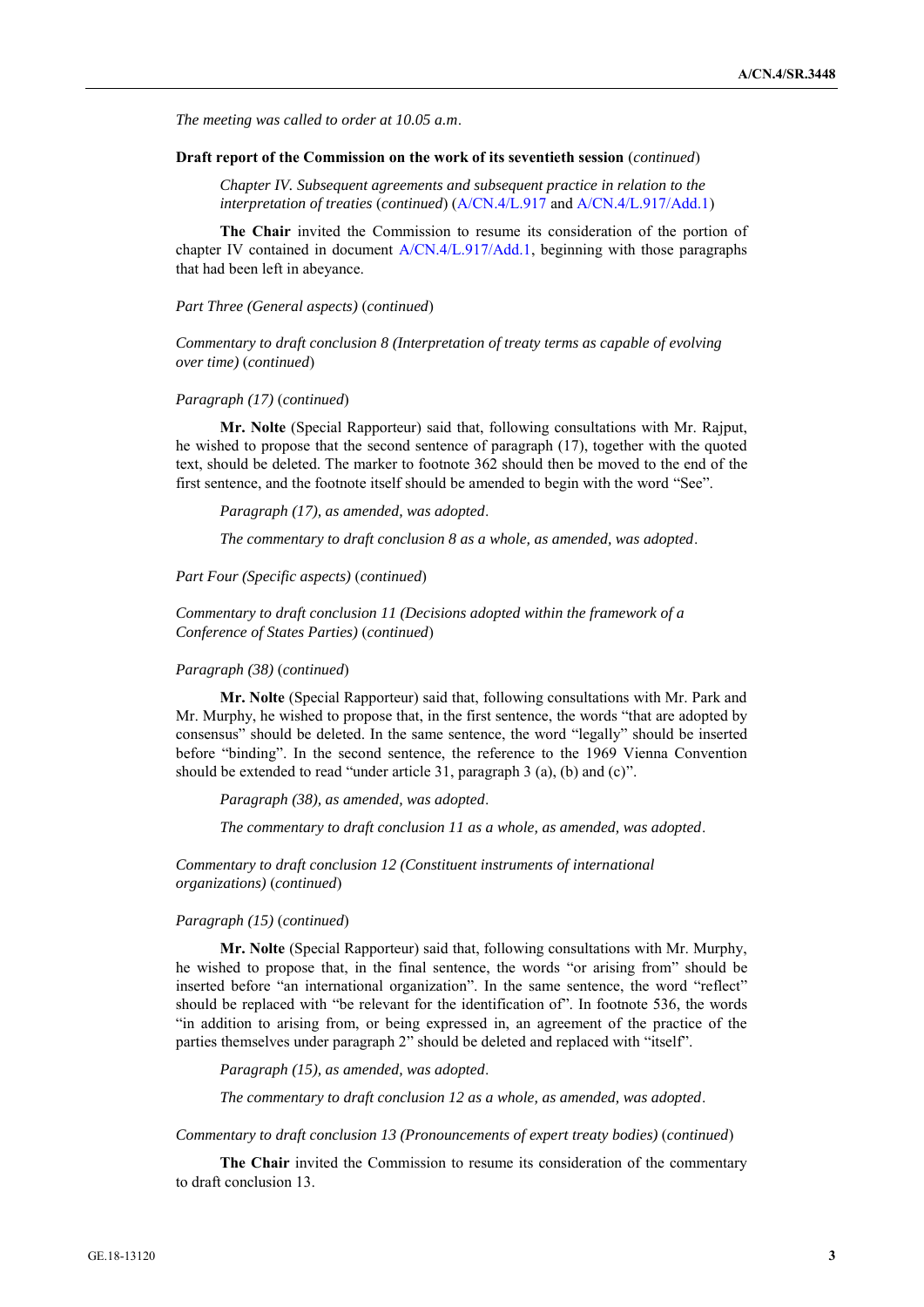*The meeting was called to order at 10.05 a.m.*

**Draft report of the Commission on the work of its seventieth session** (*continued*)

*Chapter IV. Subsequent agreements and subsequent practice in relation to the interpretation of treaties* (*continued*) (A/CN.4/L.917 and A/CN.4/L.917/Add.1)

**The Chair** invited the Commission to resume its consideration of the portion of chapter IV contained in document A/CN.4/L.917/Add.1, beginning with those paragraphs that had been left in abeyance.

*Part Three (General aspects)* (*continued*)

*Commentary to draft conclusion 8 (Interpretation of treaty terms as capable of evolving over time)* (*continued*)

*Paragraph (17)* (*continued*)

**Mr. Nolte** (Special Rapporteur) said that, following consultations with Mr. Rajput, he wished to propose that the second sentence of paragraph (17), together with the quoted text, should be deleted. The marker to footnote 362 should then be moved to the end of the first sentence, and the footnote itself should be amended to begin with the word "See".

*Paragraph (17), as amended, was adopted.*

*The commentary to draft conclusion 8 as a whole, as amended, was adopted.*

*Part Four (Specific aspects)* (*continued*)

*Commentary to draft conclusion 11 (Decisions adopted within the framework of a Conference of States Parties)* (*continued*)

*Paragraph (38)* (*continued*)

**Mr. Nolte** (Special Rapporteur) said that, following consultations with Mr. Park and Mr. Murphy, he wished to propose that, in the first sentence, the words "that are adopted by consensus" should be deleted. In the same sentence, the word "legally" should be inserted before "binding". In the second sentence, the reference to the 1969 Vienna Convention should be extended to read "under article 31, paragraph 3 (a), (b) and (c)".

*Paragraph (38), as amended, was adopted.*

*The commentary to draft conclusion 11 as a whole, as amended, was adopted.*

*Commentary to draft conclusion 12 (Constituent instruments of international organizations)* (*continued*)

*Paragraph (15)* (*continued*)

**Mr. Nolte** (Special Rapporteur) said that, following consultations with Mr. Murphy, he wished to propose that, in the final sentence, the words "or arising from" should be inserted before "an international organization". In the same sentence, the word "reflect" should be replaced with "be relevant for the identification of". In footnote 536, the words "in addition to arising from, or being expressed in, an agreement of the practice of the parties themselves under paragraph 2" should be deleted and replaced with "itself".

*Paragraph (15), as amended, was adopted.*

*The commentary to draft conclusion 12 as a whole, as amended, was adopted.*

*Commentary to draft conclusion 13 (Pronouncements of expert treaty bodies)* (*continued*)

**The Chair** invited the Commission to resume its consideration of the commentary to draft conclusion 13.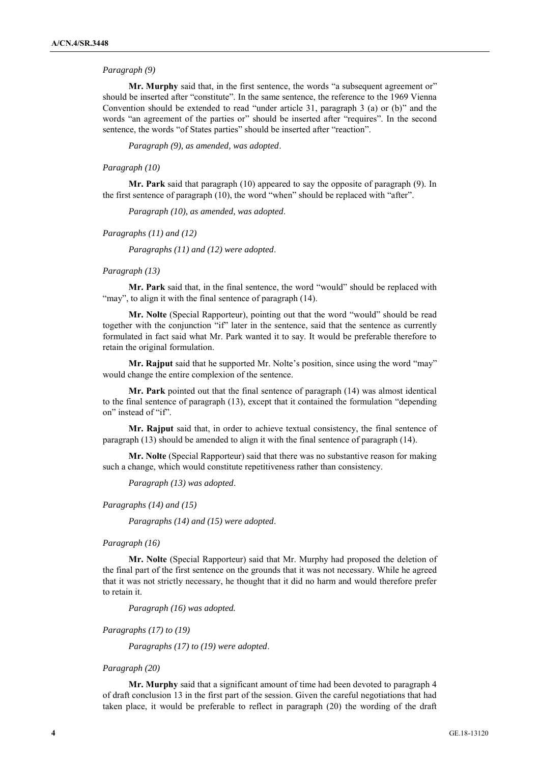*Paragraph (9)*

**Mr. Murphy** said that, in the first sentence, the words "a subsequent agreement or" should be inserted after "constitute". In the same sentence, the reference to the 1969 Vienna Convention should be extended to read "under article 31, paragraph 3 (a) or (b)" and the words "an agreement of the parties or" should be inserted after "requires". In the second sentence, the words "of States parties" should be inserted after "reaction".

*Paragraph (9), as amended, was adopted*.

*Paragraph (10)*

**Mr. Park** said that paragraph (10) appeared to say the opposite of paragraph (9). In the first sentence of paragraph (10), the word "when" should be replaced with "after".

*Paragraph (10), as amended, was adopted*.

*Paragraphs (11) and (12)*

*Paragraphs (11) and (12) were adopted*.

*Paragraph (13)*

**Mr. Park** said that, in the final sentence, the word "would" should be replaced with "may", to align it with the final sentence of paragraph (14).

**Mr. Nolte** (Special Rapporteur), pointing out that the word "would" should be read together with the conjunction "if" later in the sentence, said that the sentence as currently formulated in fact said what Mr. Park wanted it to say. It would be preferable therefore to retain the original formulation.

**Mr. Rajput** said that he supported Mr. Nolte's position, since using the word "may" would change the entire complexion of the sentence.

**Mr. Park** pointed out that the final sentence of paragraph (14) was almost identical to the final sentence of paragraph (13), except that it contained the formulation "depending on" instead of "if".

**Mr. Rajput** said that, in order to achieve textual consistency, the final sentence of paragraph (13) should be amended to align it with the final sentence of paragraph (14).

**Mr. Nolte** (Special Rapporteur) said that there was no substantive reason for making such a change, which would constitute repetitiveness rather than consistency.

*Paragraph (13) was adopted*.

*Paragraphs (14) and (15)*

*Paragraphs (14) and (15) were adopted*.

*Paragraph (16)*

**Mr. Nolte** (Special Rapporteur) said that Mr. Murphy had proposed the deletion of the final part of the first sentence on the grounds that it was not necessary. While he agreed that it was not strictly necessary, he thought that it did no harm and would therefore prefer to retain it.

*Paragraph (16) was adopted.*

*Paragraphs (17) to (19)*

*Paragraphs (17) to (19) were adopted*.

*Paragraph (20)*

**Mr. Murphy** said that a significant amount of time had been devoted to paragraph 4 of draft conclusion 13 in the first part of the session. Given the careful negotiations that had taken place, it would be preferable to reflect in paragraph (20) the wording of the draft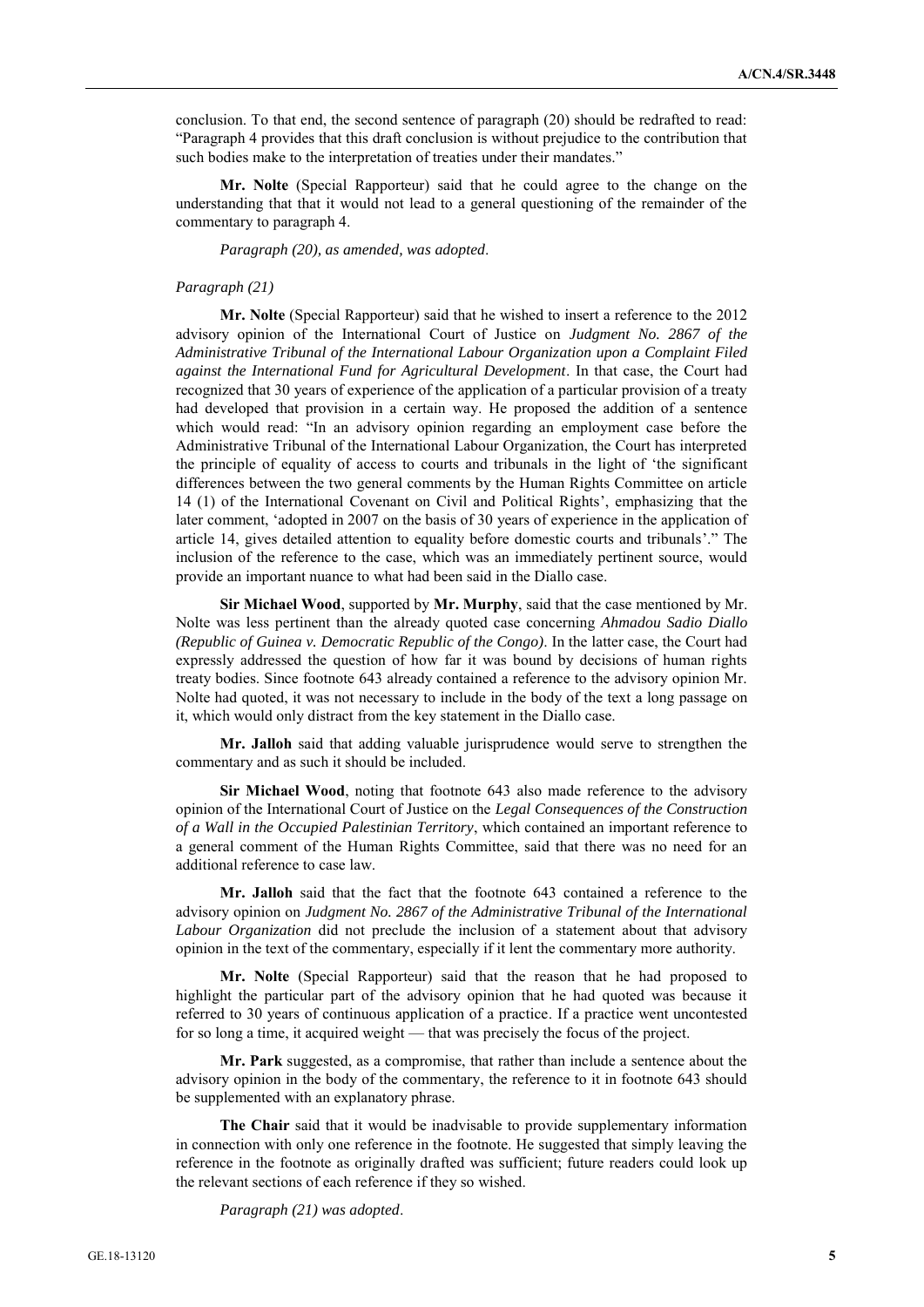conclusion. To that end, the second sentence of paragraph (20) should be redrafted to read: "Paragraph 4 provides that this draft conclusion is without prejudice to the contribution that such bodies make to the interpretation of treaties under their mandates."

**Mr. Nolte** (Special Rapporteur) said that he could agree to the change on the understanding that that it would not lead to a general questioning of the remainder of the commentary to paragraph 4.

*Paragraph (20), as amended, was adopted.*

*Paragraph (21)*

**Mr. Nolte** (Special Rapporteur) said that he wished to insert a reference to the 2012 advisory opinion of the International Court of Justice on *Judgment No. 2867 of the Administrative Tribunal of the International Labour Organization upon a Complaint Filed against the International Fund for Agricultural Development*. In that case, the Court had recognized that 30 years of experience of the application of a particular provision of a treaty had developed that provision in a certain way. He proposed the addition of a sentence which would read: "In an advisory opinion regarding an employment case before the Administrative Tribunal of the International Labour Organization, the Court has interpreted the principle of equality of access to courts and tribunals in the light of 'the significant differences between the two general comments by the Human Rights Committee on article 14 (1) of the International Covenant on Civil and Political Rights', emphasizing that the later comment, 'adopted in 2007 on the basis of 30 years of experience in the application of article 14, gives detailed attention to equality before domestic courts and tribunals'." The inclusion of the reference to the case, which was an immediately pertinent source, would provide an important nuance to what had been said in the Diallo case.

**Sir Michael Wood**, supported by **Mr. Murphy**, said that the case mentioned by Mr. Nolte was less pertinent than the already quoted case concerning *Ahmadou Sadio Diallo (Republic of Guinea v. Democratic Republic of the Congo)*. In the latter case, the Court had expressly addressed the question of how far it was bound by decisions of human rights treaty bodies. Since footnote 643 already contained a reference to the advisory opinion Mr. Nolte had quoted, it was not necessary to include in the body of the text a long passage on it, which would only distract from the key statement in the Diallo case.

**Mr. Jalloh** said that adding valuable jurisprudence would serve to strengthen the commentary and as such it should be included.

**Sir Michael Wood**, noting that footnote 643 also made reference to the advisory opinion of the International Court of Justice on the *Legal Consequences of the Construction of a Wall in the Occupied Palestinian Territory*, which contained an important reference to a general comment of the Human Rights Committee, said that there was no need for an additional reference to case law.

**Mr. Jalloh** said that the fact that the footnote 643 contained a reference to the advisory opinion on *Judgment No. 2867 of the Administrative Tribunal of the International Labour Organization* did not preclude the inclusion of a statement about that advisory opinion in the text of the commentary, especially if it lent the commentary more authority.

**Mr. Nolte** (Special Rapporteur) said that the reason that he had proposed to highlight the particular part of the advisory opinion that he had quoted was because it referred to 30 years of continuous application of a practice. If a practice went uncontested for so long a time, it acquired weight — that was precisely the focus of the project.

**Mr. Park** suggested, as a compromise, that rather than include a sentence about the advisory opinion in the body of the commentary, the reference to it in footnote 643 should be supplemented with an explanatory phrase.

**The Chair** said that it would be inadvisable to provide supplementary information in connection with only one reference in the footnote. He suggested that simply leaving the reference in the footnote as originally drafted was sufficient; future readers could look up the relevant sections of each reference if they so wished.

*Paragraph (21) was adopted.*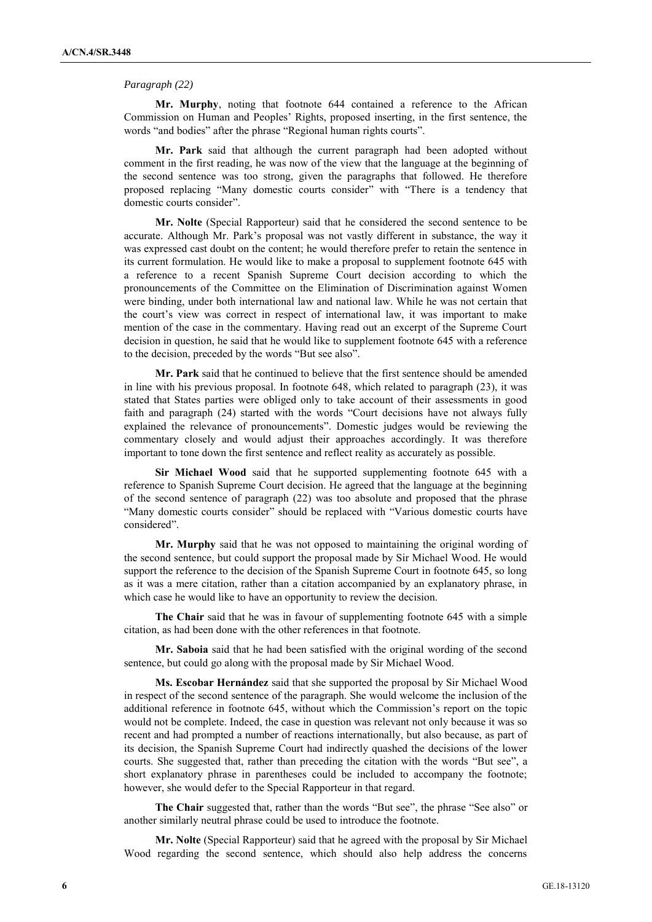*Paragraph (22)*

**Mr. Murphy**, noting that footnote 644 contained a reference to the African Commission on Human and Peoples' Rights, proposed inserting, in the first sentence, the words "and bodies" after the phrase "Regional human rights courts".

**Mr. Park** said that although the current paragraph had been adopted without comment in the first reading, he was now of the view that the language at the beginning of the second sentence was too strong, given the paragraphs that followed. He therefore proposed replacing "Many domestic courts consider" with "There is a tendency that domestic courts consider".

**Mr. Nolte** (Special Rapporteur) said that he considered the second sentence to be accurate. Although Mr. Park's proposal was not vastly different in substance, the way it was expressed cast doubt on the content; he would therefore prefer to retain the sentence in its current formulation. He would like to make a proposal to supplement footnote 645 with a reference to a recent Spanish Supreme Court decision according to which the pronouncements of the Committee on the Elimination of Discrimination against Women were binding, under both international law and national law. While he was not certain that the court's view was correct in respect of international law, it was important to make mention of the case in the commentary. Having read out an excerpt of the Supreme Court decision in question, he said that he would like to supplement footnote 645 with a reference to the decision, preceded by the words "But see also".

**Mr. Park** said that he continued to believe that the first sentence should be amended in line with his previous proposal. In footnote 648, which related to paragraph (23), it was stated that States parties were obliged only to take account of their assessments in good faith and paragraph (24) started with the words "Court decisions have not always fully explained the relevance of pronouncements". Domestic judges would be reviewing the commentary closely and would adjust their approaches accordingly. It was therefore important to tone down the first sentence and reflect reality as accurately as possible.

**Sir Michael Wood** said that he supported supplementing footnote 645 with a reference to Spanish Supreme Court decision. He agreed that the language at the beginning of the second sentence of paragraph (22) was too absolute and proposed that the phrase "Many domestic courts consider" should be replaced with "Various domestic courts have considered".

**Mr. Murphy** said that he was not opposed to maintaining the original wording of the second sentence, but could support the proposal made by Sir Michael Wood. He would support the reference to the decision of the Spanish Supreme Court in footnote 645, so long as it was a mere citation, rather than a citation accompanied by an explanatory phrase, in which case he would like to have an opportunity to review the decision.

**The Chair** said that he was in favour of supplementing footnote 645 with a simple citation, as had been done with the other references in that footnote.

**Mr. Saboia** said that he had been satisfied with the original wording of the second sentence, but could go along with the proposal made by Sir Michael Wood.

**Ms. Escobar Hernández** said that she supported the proposal by Sir Michael Wood in respect of the second sentence of the paragraph. She would welcome the inclusion of the additional reference in footnote 645, without which the Commission's report on the topic would not be complete. Indeed, the case in question was relevant not only because it was so recent and had prompted a number of reactions internationally, but also because, as part of its decision, the Spanish Supreme Court had indirectly quashed the decisions of the lower courts. She suggested that, rather than preceding the citation with the words "But see", a short explanatory phrase in parentheses could be included to accompany the footnote; however, she would defer to the Special Rapporteur in that regard.

**The Chair** suggested that, rather than the words "But see", the phrase "See also" or another similarly neutral phrase could be used to introduce the footnote.

**Mr. Nolte** (Special Rapporteur) said that he agreed with the proposal by Sir Michael Wood regarding the second sentence, which should also help address the concerns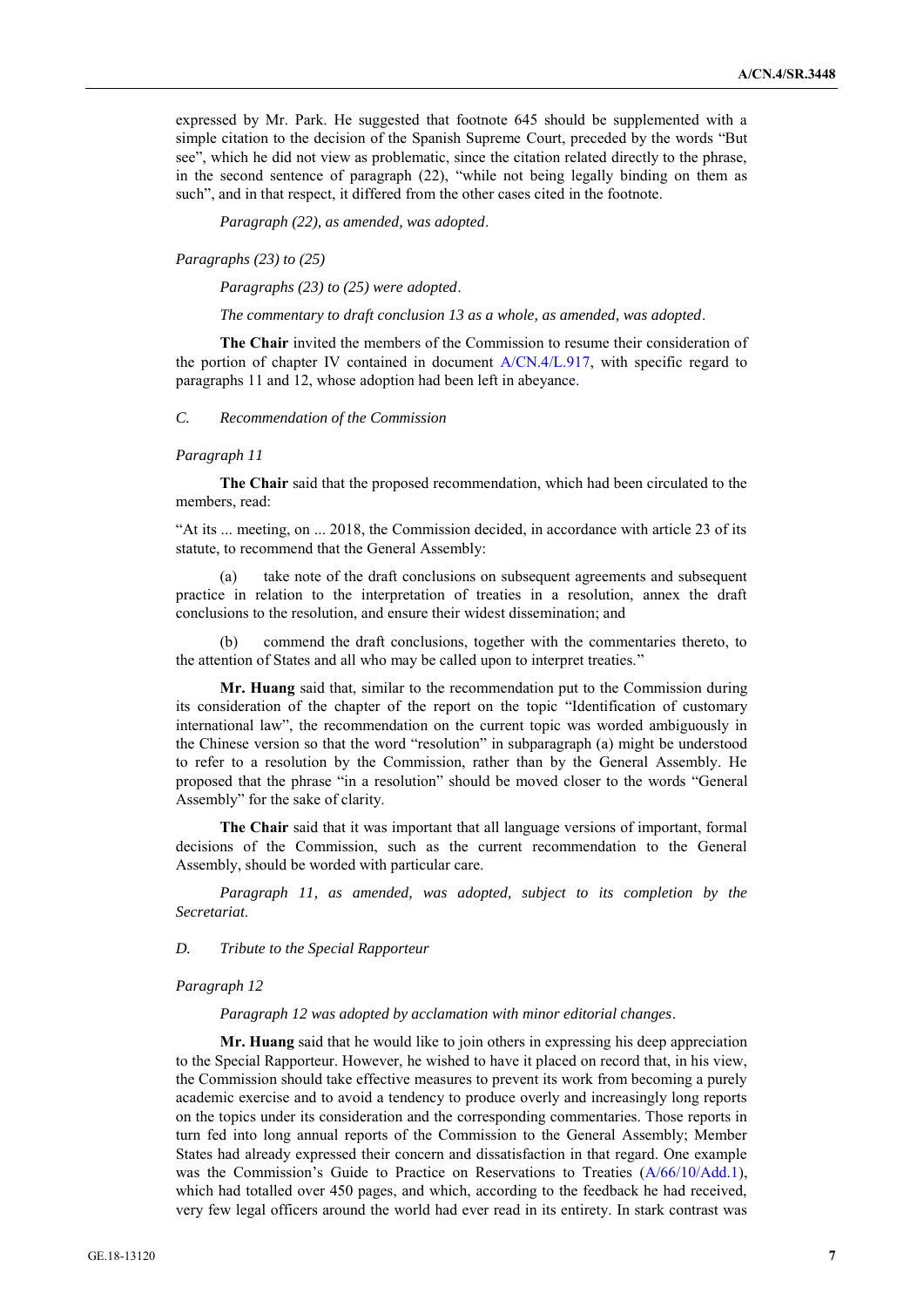expressed by Mr. Park. He suggested that footnote 645 should be supplemented with a simple citation to the decision of the Spanish Supreme Court, preceded by the words "But see", which he did not view as problematic, since the citation related directly to the phrase, in the second sentence of paragraph (22), "while not being legally binding on them as such", and in that respect, it differed from the other cases cited in the footnote.

*Paragraph (22), as amended, was adopted.*

*Paragraphs (23) to (25)*

*Paragraphs (23) to (25) were adopted.*

*The commentary to draft conclusion 13 as a whole, as amended, was adopted.*

**The Chair** invited the members of the Commission to resume their consideration of the portion of chapter IV contained in document A/CN.4/L.917, with specific regard to paragraphs 11 and 12, whose adoption had been left in abeyance.

*C. Recommendation of the Commission*

*Paragraph 11*

**The Chair** said that the proposed recommendation, which had been circulated to the members, read:

"At its ... meeting, on ... 2018, the Commission decided, in accordance with article 23 of its statute, to recommend that the General Assembly:

(a) take note of the draft conclusions on subsequent agreements and subsequent practice in relation to the interpretation of treaties in a resolution, annex the draft conclusions to the resolution, and ensure their widest dissemination; and

(b) commend the draft conclusions, together with the commentaries thereto, to the attention of States and all who may be called upon to interpret treaties."

**Mr. Huang** said that, similar to the recommendation put to the Commission during its consideration of the chapter of the report on the topic "Identification of customary international law", the recommendation on the current topic was worded ambiguously in the Chinese version so that the word "resolution" in subparagraph (a) might be understood to refer to a resolution by the Commission, rather than by the General Assembly. He proposed that the phrase "in a resolution" should be moved closer to the words "General Assembly" for the sake of clarity.

**The Chair** said that it was important that all language versions of important, formal decisions of the Commission, such as the current recommendation to the General Assembly, should be worded with particular care.

*Paragraph 11, as amended, was adopted, subject to its completion by the Secretariat.*

*D. Tribute to the Special Rapporteur*

*Paragraph 12*

*Paragraph 12 was adopted by acclamation with minor editorial changes.*

**Mr. Huang** said that he would like to join others in expressing his deep appreciation to the Special Rapporteur. However, he wished to have it placed on record that, in his view, the Commission should take effective measures to prevent its work from becoming a purely academic exercise and to avoid a tendency to produce overly and increasingly long reports on the topics under its consideration and the corresponding commentaries. Those reports in turn fed into long annual reports of the Commission to the General Assembly; Member States had already expressed their concern and dissatisfaction in that regard. One example was the Commission's Guide to Practice on Reservations to Treaties (A/66/10/Add.1), which had totalled over 450 pages, and which, according to the feedback he had received, very few legal officers around the world had ever read in its entirety. In stark contrast was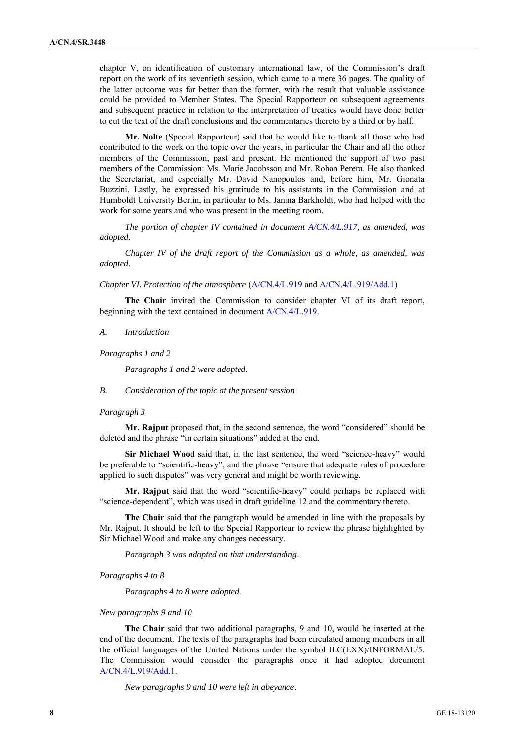chapter V, on identification of customary international law, of the Commission's draft report on the work of its seventieth session, which came to a mere 36 pages. The quality of the latter outcome was far better than the former, with the result that valuable assistance could be provided to Member States. The Special Rapporteur on subsequent agreements and subsequent practice in relation to the interpretation of treaties would have done better to cut the text of the draft conclusions and the commentaries thereto by a third or by half.

**Mr. Nolte** (Special Rapporteur) said that he would like to thank all those who had contributed to the work on the topic over the years, in particular the Chair and all the other members of the Commission, past and present. He mentioned the support of two past members of the Commission: Ms. Marie Jacobsson and Mr. Rohan Perera. He also thanked the Secretariat, and especially Mr. David Nanopoulos and, before him, Mr. Gionata Buzzini. Lastly, he expressed his gratitude to his assistants in the Commission and at Humboldt University Berlin, in particular to Ms. Janina Barkholdt, who had helped with the work for some years and who was present in the meeting room.

*The portion of chapter IV contained in document A/CN.4/L.917, as amended, was adopted.*

*Chapter IV of the draft report of the Commission as a whole, as amended, was adopted.*

*Chapter VI. Protection of the atmosphere* (A/CN.4/L.919 and A/CN.4/L.919/Add.1)

**The Chair** invited the Commission to consider chapter VI of its draft report, beginning with the text contained in document A/CN.4/L.919.

*A. Introduction*

*Paragraphs 1 and 2*

*Paragraphs 1 and 2 were adopted.*

*B. Consideration of the topic at the present session*

*Paragraph 3*

**Mr. Rajput** proposed that, in the second sentence, the word "considered" should be deleted and the phrase "in certain situations" added at the end.

**Sir Michael Wood** said that, in the last sentence, the word "science-heavy" would be preferable to "scientific-heavy", and the phrase "ensure that adequate rules of procedure applied to such disputes" was very general and might be worth reviewing.

**Mr. Rajput** said that the word "scientific-heavy" could perhaps be replaced with "science-dependent", which was used in draft guideline 12 and the commentary thereto.

**The Chair** said that the paragraph would be amended in line with the proposals by Mr. Rajput. It should be left to the Special Rapporteur to review the phrase highlighted by Sir Michael Wood and make any changes necessary.

*Paragraph 3 was adopted on that understanding.*

*Paragraphs 4 to 8*

*Paragraphs 4 to 8 were adopted.*

*New paragraphs 9 and 10*

**The Chair** said that two additional paragraphs, 9 and 10, would be inserted at the end of the document. The texts of the paragraphs had been circulated among members in all the official languages of the United Nations under the symbol ILC(LXX)/INFORMAL/5. The Commission would consider the paragraphs once it had adopted document A/CN.4/L.919/Add.1.

*New paragraphs 9 and 10 were left in abeyance.*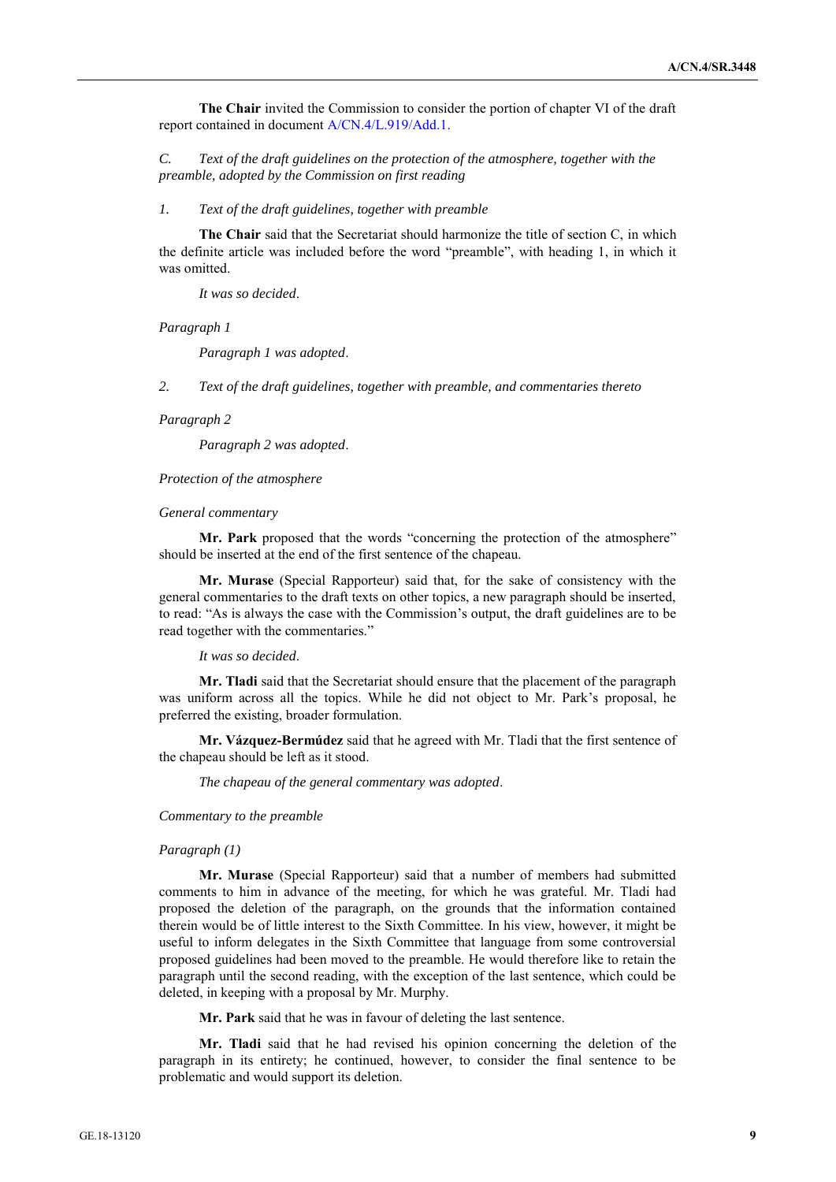**The Chair** invited the Commission to consider the portion of chapter VI of the draft report contained in document A/CN.4/L.919/Add.1.

*C. Text of the draft guidelines on the protection of the atmosphere, together with the preamble, adopted by the Commission on first reading*

*1. Text of the draft guidelines, together with preamble*

**The Chair** said that the Secretariat should harmonize the title of section C, in which the definite article was included before the word "preamble", with heading 1, in which it was omitted.

*It was so decided*.

*Paragraph 1*

*Paragraph 1 was adopted*.

*2. Text of the draft guidelines, together with preamble, and commentaries thereto*

*Paragraph 2*

*Paragraph 2 was adopted*.

*Protection of the atmosphere*

*General commentary*

**Mr. Park** proposed that the words "concerning the protection of the atmosphere" should be inserted at the end of the first sentence of the chapeau.

**Mr. Murase** (Special Rapporteur) said that, for the sake of consistency with the general commentaries to the draft texts on other topics, a new paragraph should be inserted, to read: "As is always the case with the Commission's output, the draft guidelines are to be read together with the commentaries."

*It was so decided*.

**Mr. Tladi** said that the Secretariat should ensure that the placement of the paragraph was uniform across all the topics. While he did not object to Mr. Park's proposal, he preferred the existing, broader formulation.

**Mr. Vázquez-Bermúdez** said that he agreed with Mr. Tladi that the first sentence of the chapeau should be left as it stood.

*The chapeau of the general commentary was adopted*.

*Commentary to the preamble*

*Paragraph (1)*

**Mr. Murase** (Special Rapporteur) said that a number of members had submitted comments to him in advance of the meeting, for which he was grateful. Mr. Tladi had proposed the deletion of the paragraph, on the grounds that the information contained therein would be of little interest to the Sixth Committee. In his view, however, it might be useful to inform delegates in the Sixth Committee that language from some controversial proposed guidelines had been moved to the preamble. He would therefore like to retain the paragraph until the second reading, with the exception of the last sentence, which could be deleted, in keeping with a proposal by Mr. Murphy.

**Mr. Park** said that he was in favour of deleting the last sentence.

**Mr. Tladi** said that he had revised his opinion concerning the deletion of the paragraph in its entirety; he continued, however, to consider the final sentence to be problematic and would support its deletion.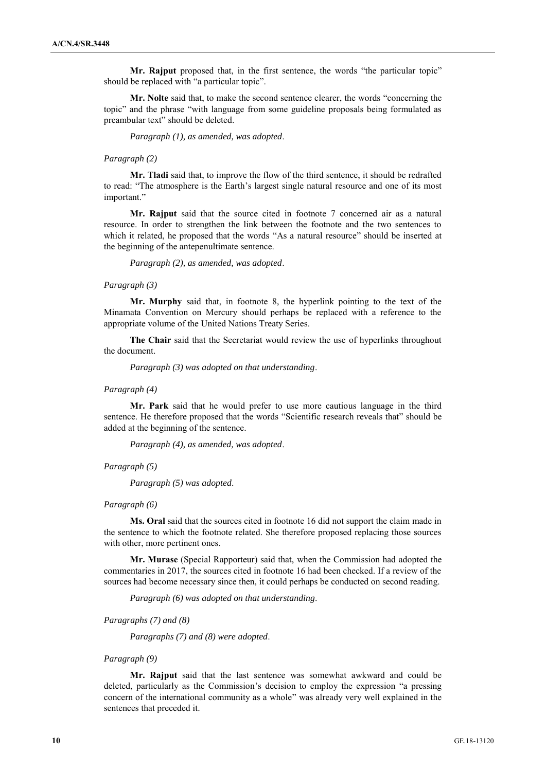**Mr. Rajput** proposed that, in the first sentence, the words "the particular topic" should be replaced with "a particular topic".

**Mr. Nolte** said that, to make the second sentence clearer, the words "concerning the topic" and the phrase "with language from some guideline proposals being formulated as preambular text" should be deleted.

*Paragraph (1), as amended, was adopted.*

*Paragraph (2)*

**Mr. Tladi** said that, to improve the flow of the third sentence, it should be redrafted to read: "The atmosphere is the Earth's largest single natural resource and one of its most important."

**Mr. Rajput** said that the source cited in footnote 7 concerned air as a natural resource. In order to strengthen the link between the footnote and the two sentences to which it related, he proposed that the words "As a natural resource" should be inserted at the beginning of the antepenultimate sentence.

*Paragraph (2), as amended, was adopted.*

*Paragraph (3)*

**Mr. Murphy** said that, in footnote 8, the hyperlink pointing to the text of the Minamata Convention on Mercury should perhaps be replaced with a reference to the appropriate volume of the United Nations Treaty Series.

**The Chair** said that the Secretariat would review the use of hyperlinks throughout the document.

*Paragraph (3) was adopted on that understanding.*

*Paragraph (4)*

**Mr. Park** said that he would prefer to use more cautious language in the third sentence. He therefore proposed that the words "Scientific research reveals that" should be added at the beginning of the sentence.

*Paragraph (4), as amended, was adopted.*

*Paragraph (5)*

*Paragraph (5) was adopted.*

*Paragraph (6)*

**Ms. Oral** said that the sources cited in footnote 16 did not support the claim made in the sentence to which the footnote related. She therefore proposed replacing those sources with other, more pertinent ones.

**Mr. Murase** (Special Rapporteur) said that, when the Commission had adopted the commentaries in 2017, the sources cited in footnote 16 had been checked. If a review of the sources had become necessary since then, it could perhaps be conducted on second reading.

*Paragraph (6) was adopted on that understanding.*

*Paragraphs (7) and (8)*

*Paragraphs (7) and (8) were adopted.*

*Paragraph (9)*

**Mr. Rajput** said that the last sentence was somewhat awkward and could be deleted, particularly as the Commission's decision to employ the expression "a pressing concern of the international community as a whole" was already very well explained in the sentences that preceded it.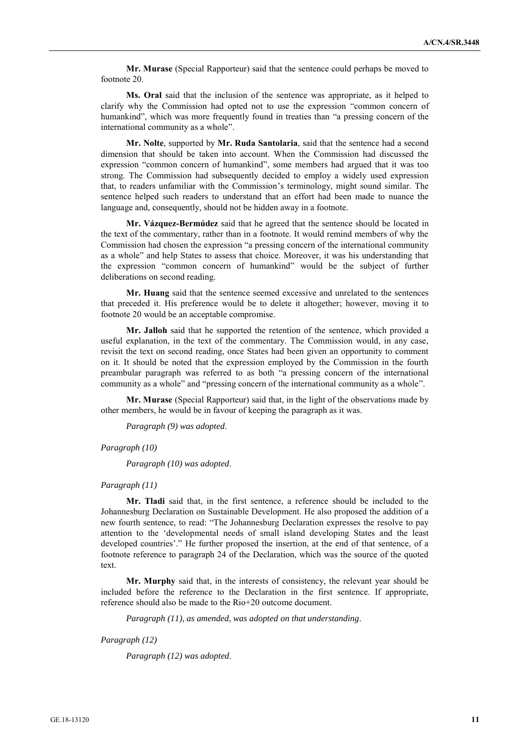**Mr. Murase** (Special Rapporteur) said that the sentence could perhaps be moved to footnote 20.

**Ms. Oral** said that the inclusion of the sentence was appropriate, as it helped to clarify why the Commission had opted not to use the expression "common concern of humankind", which was more frequently found in treaties than "a pressing concern of the international community as a whole".

**Mr. Nolte**, supported by **Mr. Ruda Santolaria**, said that the sentence had a second dimension that should be taken into account. When the Commission had discussed the expression "common concern of humankind", some members had argued that it was too strong. The Commission had subsequently decided to employ a widely used expression that, to readers unfamiliar with the Commission's terminology, might sound similar. The sentence helped such readers to understand that an effort had been made to nuance the language and, consequently, should not be hidden away in a footnote.

**Mr. Vázquez-Bermúdez** said that he agreed that the sentence should be located in the text of the commentary, rather than in a footnote. It would remind members of why the Commission had chosen the expression "a pressing concern of the international community as a whole" and help States to assess that choice. Moreover, it was his understanding that the expression "common concern of humankind" would be the subject of further deliberations on second reading.

**Mr. Huang** said that the sentence seemed excessive and unrelated to the sentences that preceded it. His preference would be to delete it altogether; however, moving it to footnote 20 would be an acceptable compromise.

**Mr. Jalloh** said that he supported the retention of the sentence, which provided a useful explanation, in the text of the commentary. The Commission would, in any case, revisit the text on second reading, once States had been given an opportunity to comment on it. It should be noted that the expression employed by the Commission in the fourth preambular paragraph was referred to as both "a pressing concern of the international community as a whole" and "pressing concern of the international community as a whole".

**Mr. Murase** (Special Rapporteur) said that, in the light of the observations made by other members, he would be in favour of keeping the paragraph as it was.

*Paragraph (9) was adopted*.

*Paragraph (10)*

*Paragraph (10) was adopted*.

*Paragraph (11)*

**Mr. Tladi** said that, in the first sentence, a reference should be included to the Johannesburg Declaration on Sustainable Development. He also proposed the addition of a new fourth sentence, to read: "The Johannesburg Declaration expresses the resolve to pay attention to the 'developmental needs of small island developing States and the least developed countries'." He further proposed the insertion, at the end of that sentence, of a footnote reference to paragraph 24 of the Declaration, which was the source of the quoted text.

**Mr. Murphy** said that, in the interests of consistency, the relevant year should be included before the reference to the Declaration in the first sentence. If appropriate, reference should also be made to the Rio+20 outcome document.

*Paragraph (11), as amended, was adopted on that understanding*.

*Paragraph (12)*

*Paragraph (12) was adopted*.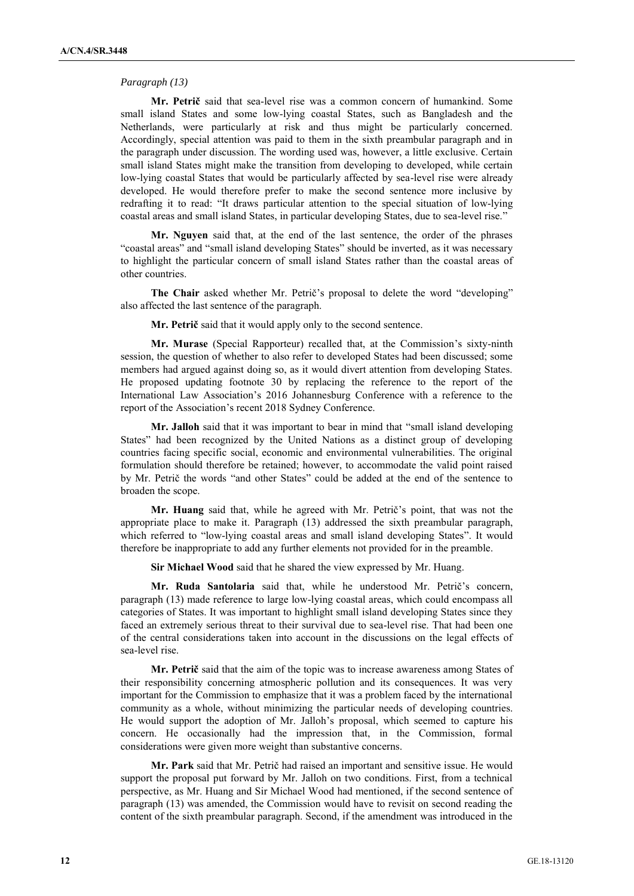*Paragraph (13)*

**Mr. Petrič** said that sea-level rise was a common concern of humankind. Some small island States and some low-lying coastal States, such as Bangladesh and the Netherlands, were particularly at risk and thus might be particularly concerned. Accordingly, special attention was paid to them in the sixth preambular paragraph and in the paragraph under discussion. The wording used was, however, a little exclusive. Certain small island States might make the transition from developing to developed, while certain low-lying coastal States that would be particularly affected by sea-level rise were already developed. He would therefore prefer to make the second sentence more inclusive by redrafting it to read: "It draws particular attention to the special situation of low-lying coastal areas and small island States, in particular developing States, due to sea-level rise."

**Mr. Nguyen** said that, at the end of the last sentence, the order of the phrases "coastal areas" and "small island developing States" should be inverted, as it was necessary to highlight the particular concern of small island States rather than the coastal areas of other countries.

**The Chair** asked whether Mr. Petrič's proposal to delete the word "developing" also affected the last sentence of the paragraph.

**Mr. Petrič** said that it would apply only to the second sentence.

**Mr. Murase** (Special Rapporteur) recalled that, at the Commission's sixty-ninth session, the question of whether to also refer to developed States had been discussed; some members had argued against doing so, as it would divert attention from developing States. He proposed updating footnote 30 by replacing the reference to the report of the International Law Association's 2016 Johannesburg Conference with a reference to the report of the Association's recent 2018 Sydney Conference.

**Mr. Jalloh** said that it was important to bear in mind that "small island developing States" had been recognized by the United Nations as a distinct group of developing countries facing specific social, economic and environmental vulnerabilities. The original formulation should therefore be retained; however, to accommodate the valid point raised by Mr. Petrič the words "and other States" could be added at the end of the sentence to broaden the scope.

**Mr. Huang** said that, while he agreed with Mr. Petrič's point, that was not the appropriate place to make it. Paragraph (13) addressed the sixth preambular paragraph, which referred to "low-lying coastal areas and small island developing States". It would therefore be inappropriate to add any further elements not provided for in the preamble.

**Sir Michael Wood** said that he shared the view expressed by Mr. Huang.

**Mr. Ruda Santolaria** said that, while he understood Mr. Petrič's concern, paragraph (13) made reference to large low-lying coastal areas, which could encompass all categories of States. It was important to highlight small island developing States since they faced an extremely serious threat to their survival due to sea-level rise. That had been one of the central considerations taken into account in the discussions on the legal effects of sea-level rise.

**Mr. Petrič** said that the aim of the topic was to increase awareness among States of their responsibility concerning atmospheric pollution and its consequences. It was very important for the Commission to emphasize that it was a problem faced by the international community as a whole, without minimizing the particular needs of developing countries. He would support the adoption of Mr. Jalloh's proposal, which seemed to capture his concern. He occasionally had the impression that, in the Commission, formal considerations were given more weight than substantive concerns.

**Mr. Park** said that Mr. Petrič had raised an important and sensitive issue. He would support the proposal put forward by Mr. Jalloh on two conditions. First, from a technical perspective, as Mr. Huang and Sir Michael Wood had mentioned, if the second sentence of paragraph (13) was amended, the Commission would have to revisit on second reading the content of the sixth preambular paragraph. Second, if the amendment was introduced in the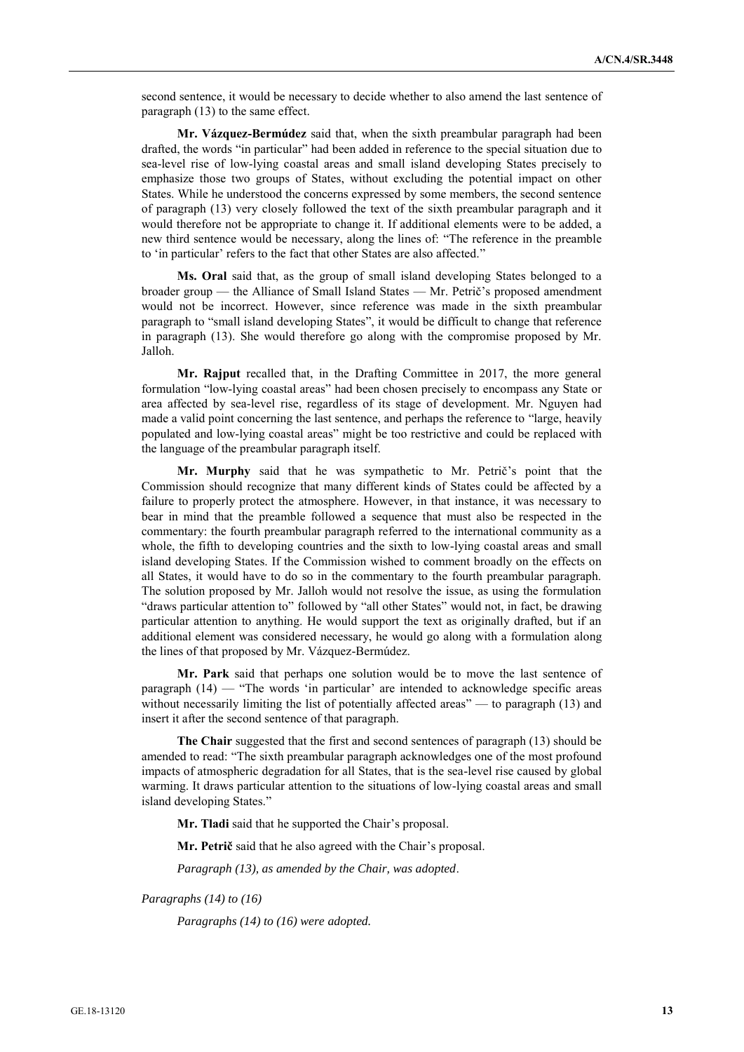second sentence, it would be necessary to decide whether to also amend the last sentence of paragraph (13) to the same effect.

**Mr. Vázquez-Bermúdez** said that, when the sixth preambular paragraph had been drafted, the words "in particular" had been added in reference to the special situation due to sea-level rise of low-lying coastal areas and small island developing States precisely to emphasize those two groups of States, without excluding the potential impact on other States. While he understood the concerns expressed by some members, the second sentence of paragraph (13) very closely followed the text of the sixth preambular paragraph and it would therefore not be appropriate to change it. If additional elements were to be added, a new third sentence would be necessary, along the lines of: "The reference in the preamble to 'in particular' refers to the fact that other States are also affected."

**Ms. Oral** said that, as the group of small island developing States belonged to a broader group — the Alliance of Small Island States — Mr. Petrič's proposed amendment would not be incorrect. However, since reference was made in the sixth preambular paragraph to "small island developing States", it would be difficult to change that reference in paragraph (13). She would therefore go along with the compromise proposed by Mr. Jalloh.

**Mr. Rajput** recalled that, in the Drafting Committee in 2017, the more general formulation "low-lying coastal areas" had been chosen precisely to encompass any State or area affected by sea-level rise, regardless of its stage of development. Mr. Nguyen had made a valid point concerning the last sentence, and perhaps the reference to "large, heavily populated and low-lying coastal areas" might be too restrictive and could be replaced with the language of the preambular paragraph itself.

**Mr. Murphy** said that he was sympathetic to Mr. Petrič's point that the Commission should recognize that many different kinds of States could be affected by a failure to properly protect the atmosphere. However, in that instance, it was necessary to bear in mind that the preamble followed a sequence that must also be respected in the commentary: the fourth preambular paragraph referred to the international community as a whole, the fifth to developing countries and the sixth to low-lying coastal areas and small island developing States. If the Commission wished to comment broadly on the effects on all States, it would have to do so in the commentary to the fourth preambular paragraph. The solution proposed by Mr. Jalloh would not resolve the issue, as using the formulation "draws particular attention to" followed by "all other States" would not, in fact, be drawing particular attention to anything. He would support the text as originally drafted, but if an additional element was considered necessary, he would go along with a formulation along the lines of that proposed by Mr. Vázquez-Bermúdez.

**Mr. Park** said that perhaps one solution would be to move the last sentence of paragraph (14) — "The words 'in particular' are intended to acknowledge specific areas without necessarily limiting the list of potentially affected areas" — to paragraph (13) and insert it after the second sentence of that paragraph.

**The Chair** suggested that the first and second sentences of paragraph (13) should be amended to read: "The sixth preambular paragraph acknowledges one of the most profound impacts of atmospheric degradation for all States, that is the sea-level rise caused by global warming. It draws particular attention to the situations of low-lying coastal areas and small island developing States."

**Mr. Tladi** said that he supported the Chair's proposal.

**Mr. Petrič** said that he also agreed with the Chair's proposal.

*Paragraph (13), as amended by the Chair, was adopted*.

*Paragraphs (14) to (16)*

*Paragraphs (14) to (16) were adopted.*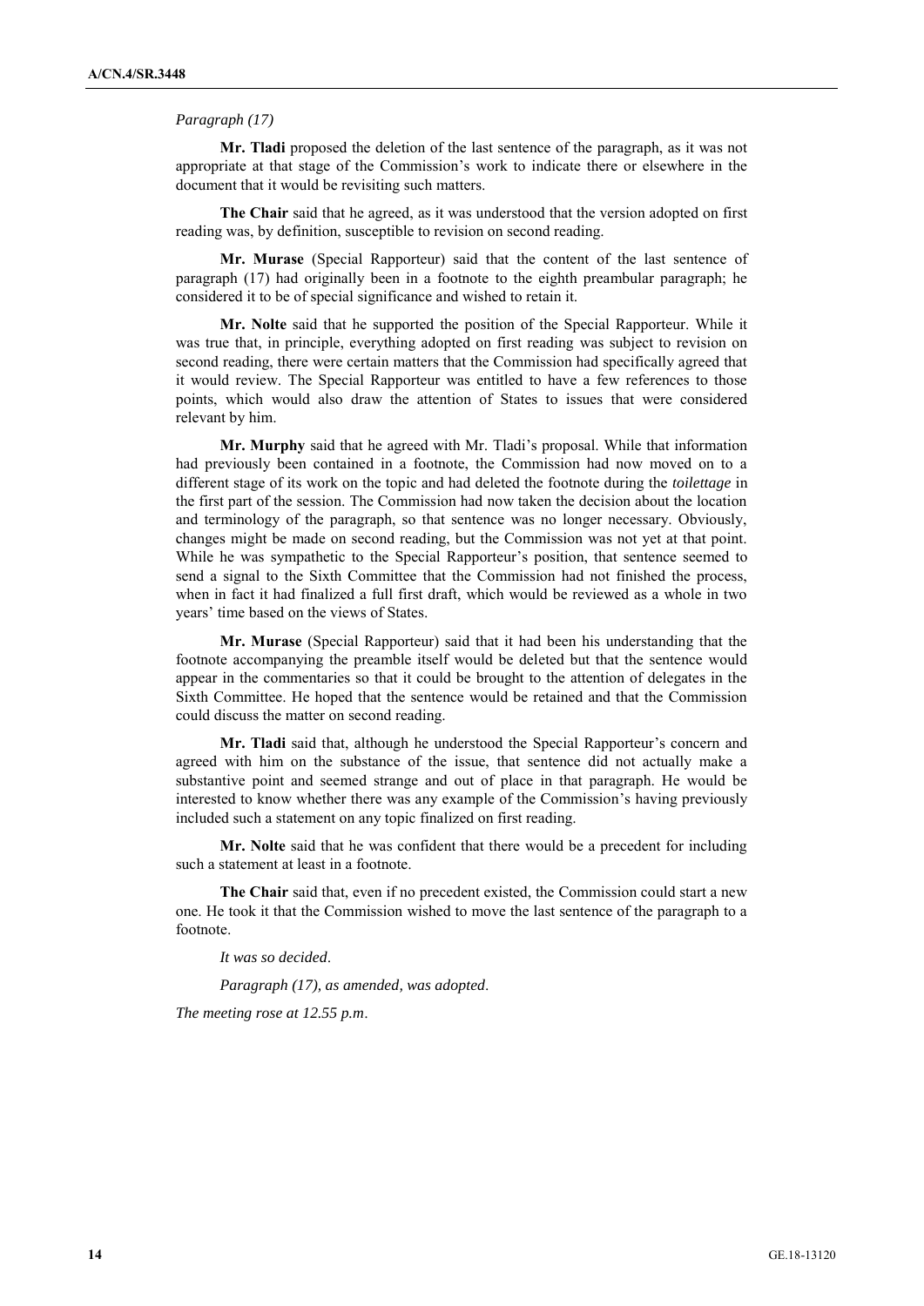*Paragraph (17)*

**Mr. Tladi** proposed the deletion of the last sentence of the paragraph, as it was not appropriate at that stage of the Commission's work to indicate there or elsewhere in the document that it would be revisiting such matters.

**The Chair** said that he agreed, as it was understood that the version adopted on first reading was, by definition, susceptible to revision on second reading.

**Mr. Murase** (Special Rapporteur) said that the content of the last sentence of paragraph (17) had originally been in a footnote to the eighth preambular paragraph; he considered it to be of special significance and wished to retain it.

**Mr. Nolte** said that he supported the position of the Special Rapporteur. While it was true that, in principle, everything adopted on first reading was subject to revision on second reading, there were certain matters that the Commission had specifically agreed that it would review. The Special Rapporteur was entitled to have a few references to those points, which would also draw the attention of States to issues that were considered relevant by him.

**Mr. Murphy** said that he agreed with Mr. Tladi's proposal. While that information had previously been contained in a footnote, the Commission had now moved on to a different stage of its work on the topic and had deleted the footnote during the *toilettage* in the first part of the session. The Commission had now taken the decision about the location and terminology of the paragraph, so that sentence was no longer necessary. Obviously, changes might be made on second reading, but the Commission was not yet at that point. While he was sympathetic to the Special Rapporteur's position, that sentence seemed to send a signal to the Sixth Committee that the Commission had not finished the process, when in fact it had finalized a full first draft, which would be reviewed as a whole in two years' time based on the views of States.

**Mr. Murase** (Special Rapporteur) said that it had been his understanding that the footnote accompanying the preamble itself would be deleted but that the sentence would appear in the commentaries so that it could be brought to the attention of delegates in the Sixth Committee. He hoped that the sentence would be retained and that the Commission could discuss the matter on second reading.

**Mr. Tladi** said that, although he understood the Special Rapporteur's concern and agreed with him on the substance of the issue, that sentence did not actually make a substantive point and seemed strange and out of place in that paragraph. He would be interested to know whether there was any example of the Commission's having previously included such a statement on any topic finalized on first reading.

**Mr. Nolte** said that he was confident that there would be a precedent for including such a statement at least in a footnote.

**The Chair** said that, even if no precedent existed, the Commission could start a new one. He took it that the Commission wished to move the last sentence of the paragraph to a footnote.

*It was so decided*.

*Paragraph (17), as amended, was adopted*.

*The meeting rose at 12.55 p.m*.